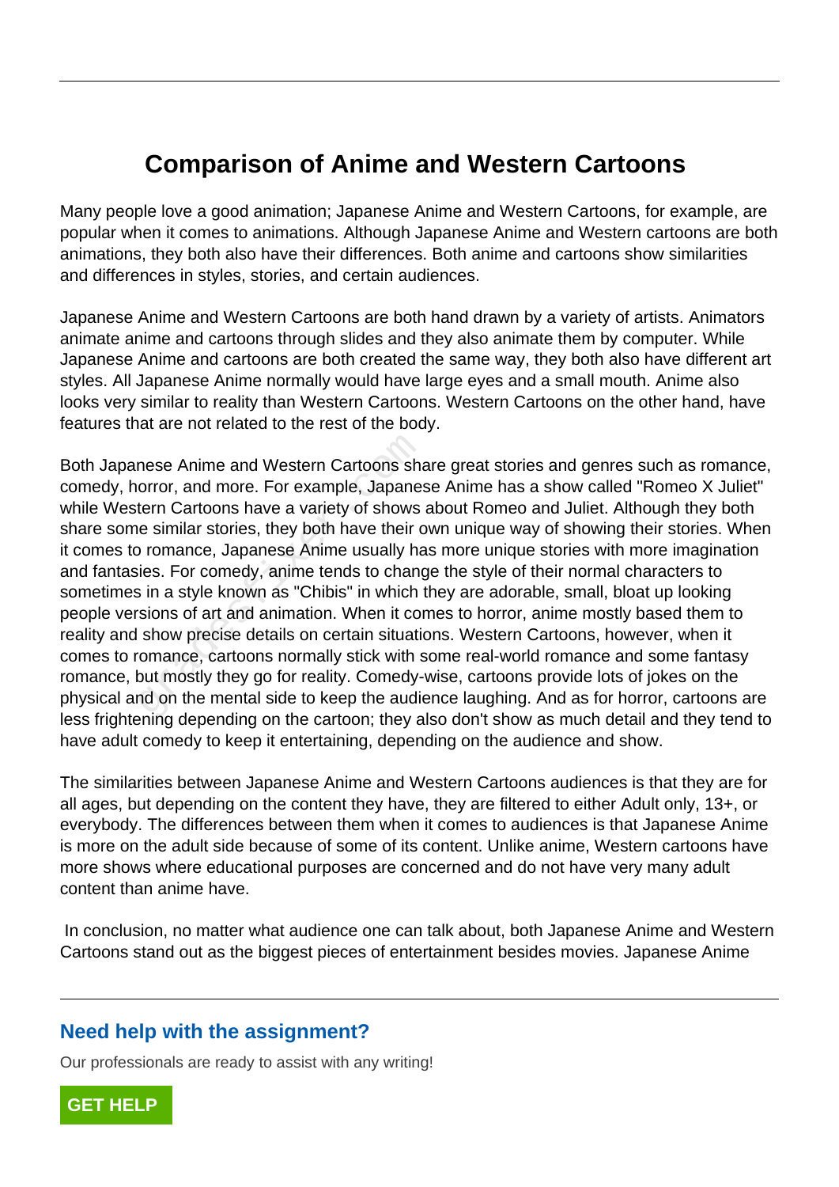# Comparison of Anime and Western Cartoons

Many people love a good animation; Japanese Anime and Western Cartoons, for example, are popular when it comes to animations. Although Japanese Anime and Western cartoons are both animations, they both also have their differences. Both anime and cartoons show similarities and differences in styles, stories, and certain audiences.

Japanese Anime and Western Cartoons are both hand drawn by a variety of artists. Animators animate anime and cartoons through slides and they also animate them by computer. While Japanese Anime and cartoons are both created the same way, they both also have different art styles. All Japanese Anime normally would have large eyes and a small mouth. Anime also looks very similar to reality than Western Cartoons. Western Cartoons on the other hand, have features that are not related to the rest of the body.

Both Japanese Anime and Western Cartoons share great stories and genres such as romance, comedy, horror, and more. For example, Japanese Anime has a show called "Romeo X Juliet" while Western Cartoons have a variety of shows about Romeo and Juliet. Although they both share some similar stories, they both have their own unique way of showing their stories. When it comes to romance, Japanese Anime usually has more unique stories with more imagination and fantasies. For comedy, anime tends to change the style of their normal characters to sometimes in a style known as "Chibis" in which they are adorable, small, bloat up looking people versions of art and animation. When it comes to horror, anime mostly based them to reality and show precise details on certain situations. Western Cartoons, however, when it comes to romance, cartoons normally stick with some real-world romance and some fantasy romance, but mostly they go for reality. Comedy-wise, cartoons provide lots of jokes on the physical and on the mental side to keep the audience laughing. And as for horror, cartoons are less frightening depending on the cartoon; they also don't show as much detail and they tend to have adult comedy to keep it entertaining, depending on the audience and show.

The similarities between Japanese Anime and Western Cartoons audiences is that they are for all ages, but depending on the content they have, they are filtered to either Adult only, 13+, or everybody. The differences between them when it comes to audiences is that Japanese Anime is more on the adult side because of some of its content. Unlike anime, Western cartoons have more shows where educational purposes are concerned and do not have very many adult content than anime have.

In conclusion, no matter what audience one can talk about, both Japanese Anime and Western Cartoons stand out as the biggest pieces of entertainment besides movies. Japanese Anime

## Need help with the assignment?

Our professionals are ready to assist with any writing!

GET HELP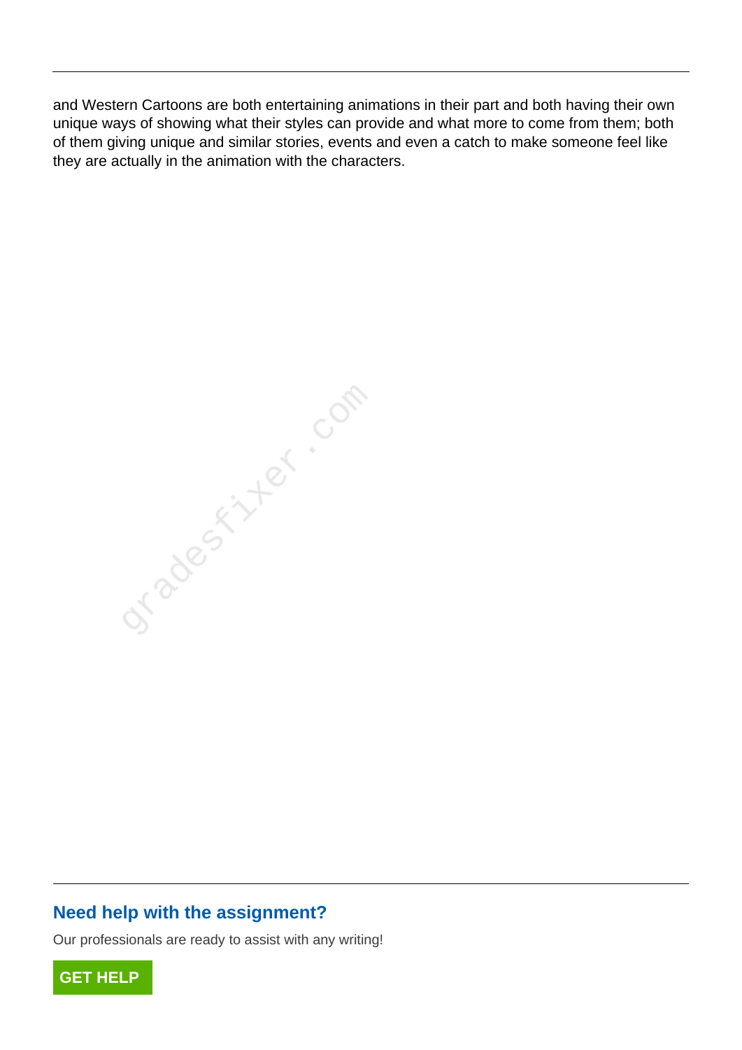and Western Cartoons are both entertaining animations in their part and both having their own unique ways of showing what their styles can provide and what more to come from them; both of them giving unique and similar stories, events and even a catch to make someone feel like they are actually in the animation with the characters.